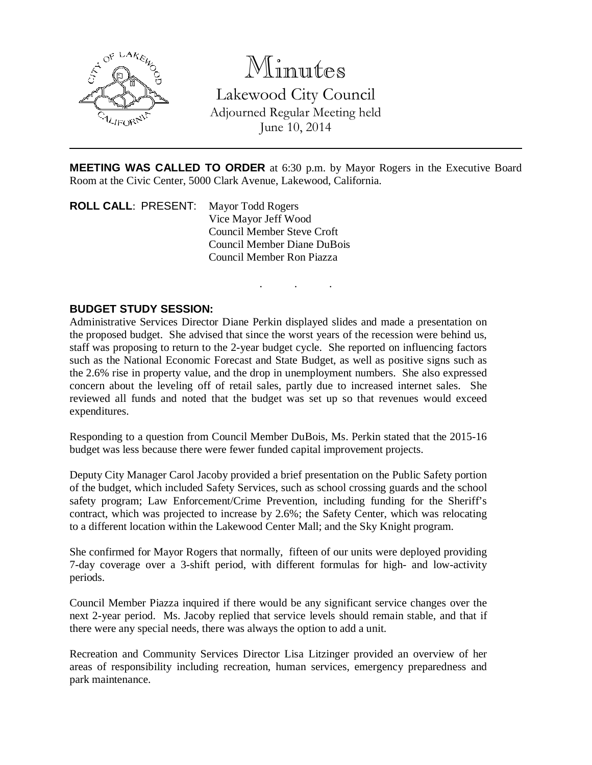# Minutes

## Lakewood City Council

Adjourned Regular Meeting held
June 10, 2014

**MEETING WAS CALLED TO ORDER** at 6:30 p.m. by Mayor Rogers in the Executive Board Room at the Civic Center, 5000 Clark Avenue, Lakewood, California.

**ROLL CALL**: PRESENT: Mayor Todd Rogers
Vice Mayor Jeff Wood
Council Member Steve Croft
Council Member Diane DuBois
Council Member Ron Piazza

. . .

**BUDGET STUDY SESSION:**

Administrative Services Director Diane Perkin displayed slides and made a presentation on the proposed budget. She advised that since the worst years of the recession were behind us, staff was proposing to return to the 2-year budget cycle. She reported on influencing factors such as the National Economic Forecast and State Budget, as well as positive signs such as the 2.6% rise in property value, and the drop in unemployment numbers. She also expressed concern about the leveling off of retail sales, partly due to increased internet sales. She reviewed all funds and noted that the budget was set up so that revenues would exceed expenditures.

Responding to a question from Council Member DuBois, Ms. Perkin stated that the 2015-16 budget was less because there were fewer funded capital improvement projects.

Deputy City Manager Carol Jacoby provided a brief presentation on the Public Safety portion of the budget, which included Safety Services, such as school crossing guards and the school safety program; Law Enforcement/Crime Prevention, including funding for the Sheriff's contract, which was projected to increase by 2.6%; the Safety Center, which was relocating to a different location within the Lakewood Center Mall; and the Sky Knight program.

She confirmed for Mayor Rogers that normally, fifteen of our units were deployed providing 7-day coverage over a 3-shift period, with different formulas for high- and low-activity periods.

Council Member Piazza inquired if there would be any significant service changes over the next 2-year period. Ms. Jacoby replied that service levels should remain stable, and that if there were any special needs, there was always the option to add a unit.

Recreation and Community Services Director Lisa Litzinger provided an overview of her areas of responsibility including recreation, human services, emergency preparedness and park maintenance.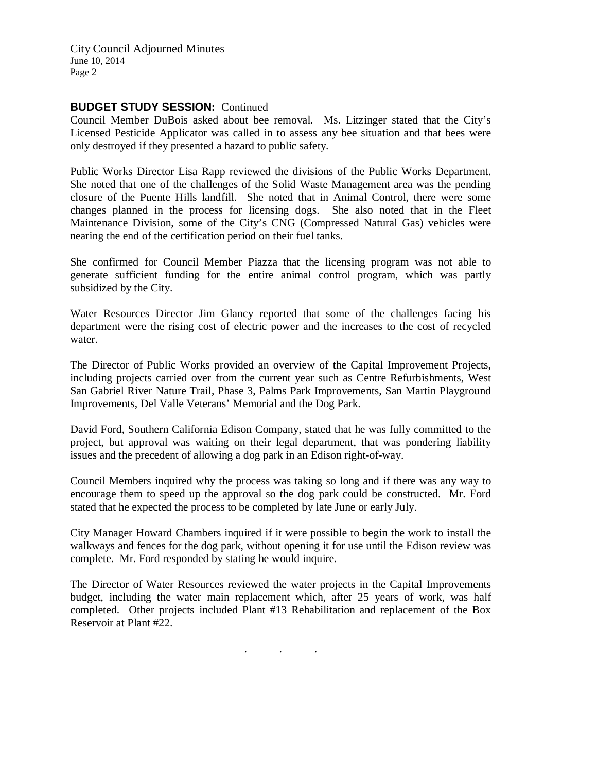**BUDGET STUDY SESSION:** Continued

Council Member DuBois asked about bee removal. Ms. Litzinger stated that the City's Licensed Pesticide Applicator was called in to assess any bee situation and that bees were only destroyed if they presented a hazard to public safety.

Public Works Director Lisa Rapp reviewed the divisions of the Public Works Department. She noted that one of the challenges of the Solid Waste Management area was the pending closure of the Puente Hills landfill. She noted that in Animal Control, there were some changes planned in the process for licensing dogs. She also noted that in the Fleet Maintenance Division, some of the City's CNG (Compressed Natural Gas) vehicles were nearing the end of the certification period on their fuel tanks.

She confirmed for Council Member Piazza that the licensing program was not able to generate sufficient funding for the entire animal control program, which was partly subsidized by the City.

Water Resources Director Jim Glancy reported that some of the challenges facing his department were the rising cost of electric power and the increases to the cost of recycled water.

The Director of Public Works provided an overview of the Capital Improvement Projects, including projects carried over from the current year such as Centre Refurbishments, West San Gabriel River Nature Trail, Phase 3, Palms Park Improvements, San Martin Playground Improvements, Del Valle Veterans' Memorial and the Dog Park.

David Ford, Southern California Edison Company, stated that he was fully committed to the project, but approval was waiting on their legal department, that was pondering liability issues and the precedent of allowing a dog park in an Edison right-of-way.

Council Members inquired why the process was taking so long and if there was any way to encourage them to speed up the approval so the dog park could be constructed. Mr. Ford stated that he expected the process to be completed by late June or early July.

City Manager Howard Chambers inquired if it were possible to begin the work to install the walkways and fences for the dog park, without opening it for use until the Edison review was complete. Mr. Ford responded by stating he would inquire.

The Director of Water Resources reviewed the water projects in the Capital Improvements budget, including the water main replacement which, after 25 years of work, was half completed. Other projects included Plant #13 Rehabilitation and replacement of the Box Reservoir at Plant #22.

. . .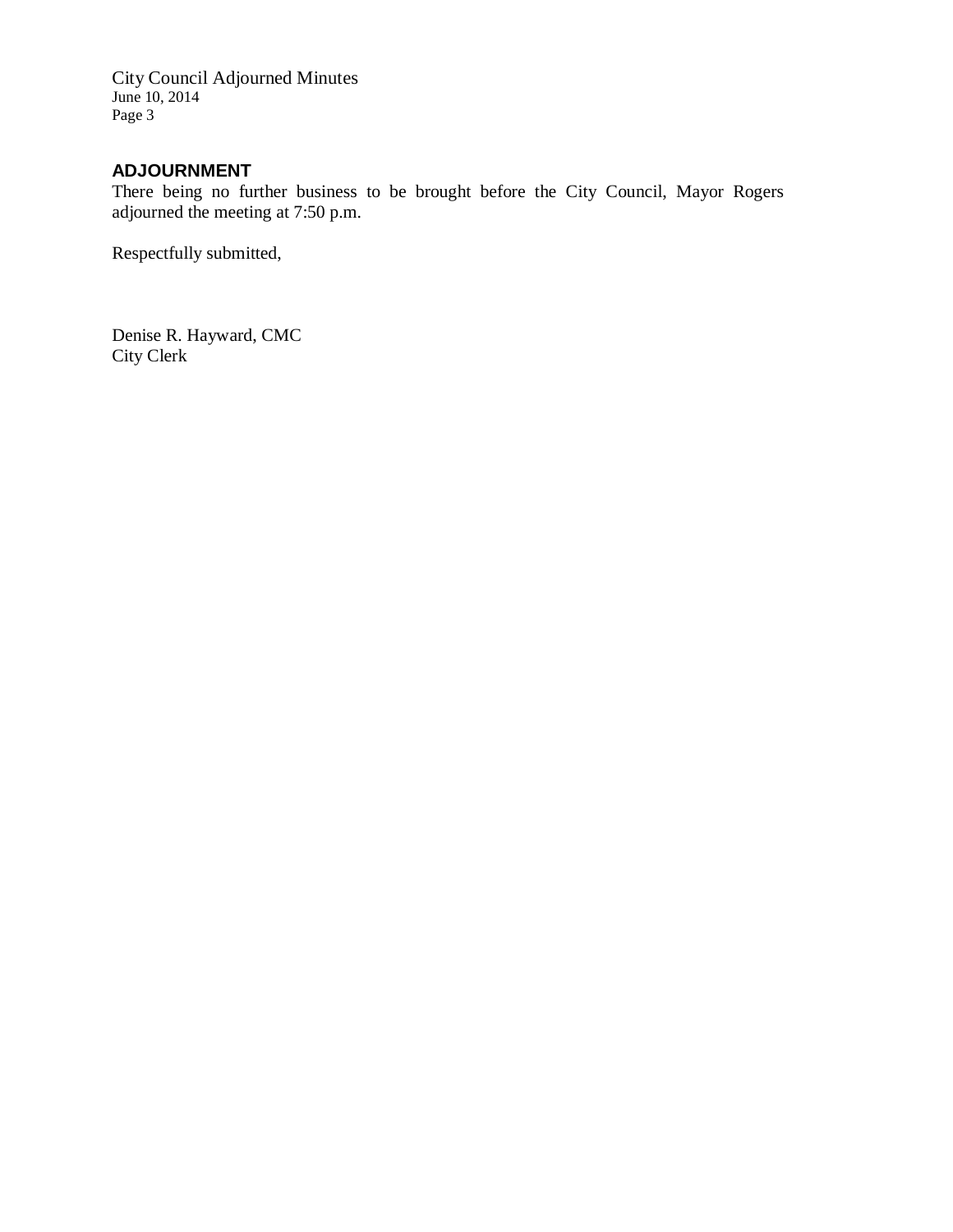## ADJOURNMENT

There being no further business to be brought before the City Council, Mayor Rogers adjourned the meeting at 7:50 p.m.

Respectfully submitted,

Denise R. Hayward, CMC
City Clerk